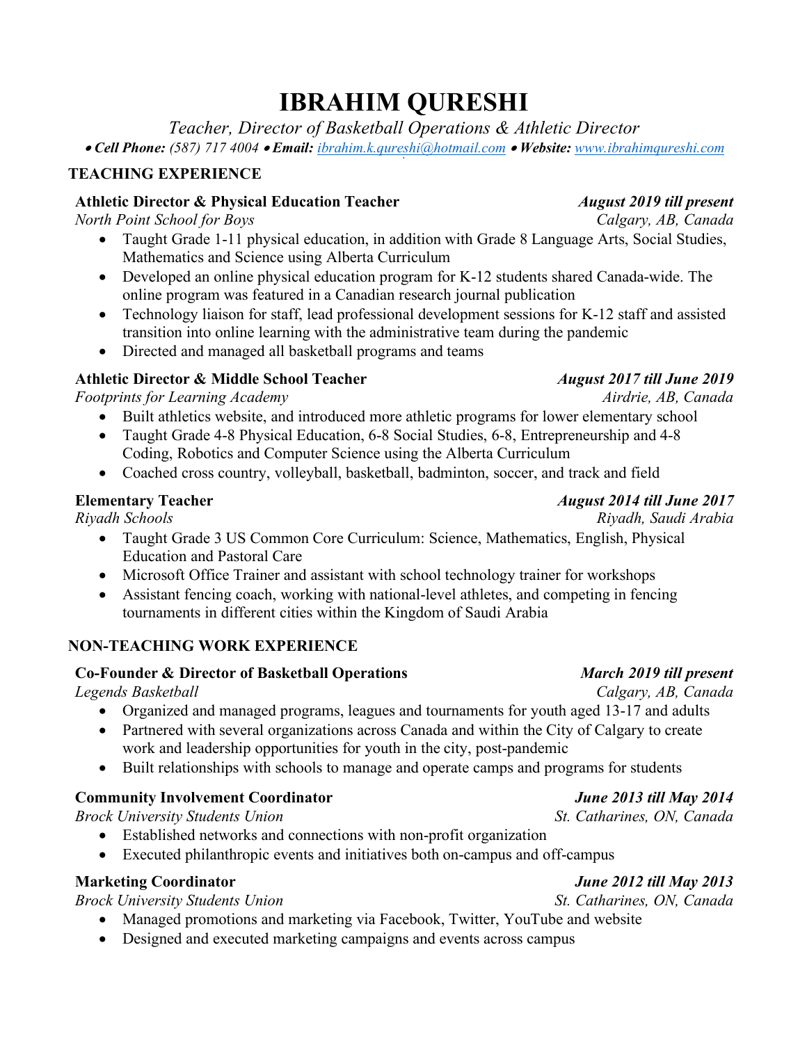# IBRAHIM QURESHI

*Teacher, Director of Basketball Operations & Athletic Director*

• ***Cell Phone:*** *(587) 717 4004* • ***Email:*** *[ibrahim.k.qureshi@hotmail.com](mailto:ibrahim.k.qureshi@hotmail.com)* • ***Website:*** *[www.ibrahimqureshi.com](http://www.ibrahimqureshi.com)*

## TEACHING EXPERIENCE

**Athletic Director & Physical Education Teacher** — ***August 2019 till present***
*North Point School for Boys* — *Calgary, AB, Canada*

- Taught Grade 1-11 physical education, in addition with Grade 8 Language Arts, Social Studies, Mathematics and Science using Alberta Curriculum
- Developed an online physical education program for K-12 students shared Canada-wide. The online program was featured in a Canadian research journal publication
- Technology liaison for staff, lead professional development sessions for K-12 staff and assisted transition into online learning with the administrative team during the pandemic
- Directed and managed all basketball programs and teams

**Athletic Director & Middle School Teacher** — ***August 2017 till June 2019***
*Footprints for Learning Academy* — *Airdrie, AB, Canada*

- Built athletics website, and introduced more athletic programs for lower elementary school
- Taught Grade 4-8 Physical Education, 6-8 Social Studies, 6-8, Entrepreneurship and 4-8 Coding, Robotics and Computer Science using the Alberta Curriculum
- Coached cross country, volleyball, basketball, badminton, soccer, and track and field

**Elementary Teacher** — ***August 2014 till June 2017***
*Riyadh Schools* — *Riyadh, Saudi Arabia*

- Taught Grade 3 US Common Core Curriculum: Science, Mathematics, English, Physical Education and Pastoral Care
- Microsoft Office Trainer and assistant with school technology trainer for workshops
- Assistant fencing coach, working with national-level athletes, and competing in fencing tournaments in different cities within the Kingdom of Saudi Arabia

## NON-TEACHING WORK EXPERIENCE

**Co-Founder & Director of Basketball Operations** — ***March 2019 till present***
*Legends Basketball* — *Calgary, AB, Canada*

- Organized and managed programs, leagues and tournaments for youth aged 13-17 and adults
- Partnered with several organizations across Canada and within the City of Calgary to create work and leadership opportunities for youth in the city, post-pandemic
- Built relationships with schools to manage and operate camps and programs for students

**Community Involvement Coordinator** — ***June 2013 till May 2014***
*Brock University Students Union* — *St. Catharines, ON, Canada*

- Established networks and connections with non-profit organization
- Executed philanthropic events and initiatives both on-campus and off-campus

**Marketing Coordinator** — ***June 2012 till May 2013***
*Brock University Students Union* — *St. Catharines, ON, Canada*

- Managed promotions and marketing via Facebook, Twitter, YouTube and website
- Designed and executed marketing campaigns and events across campus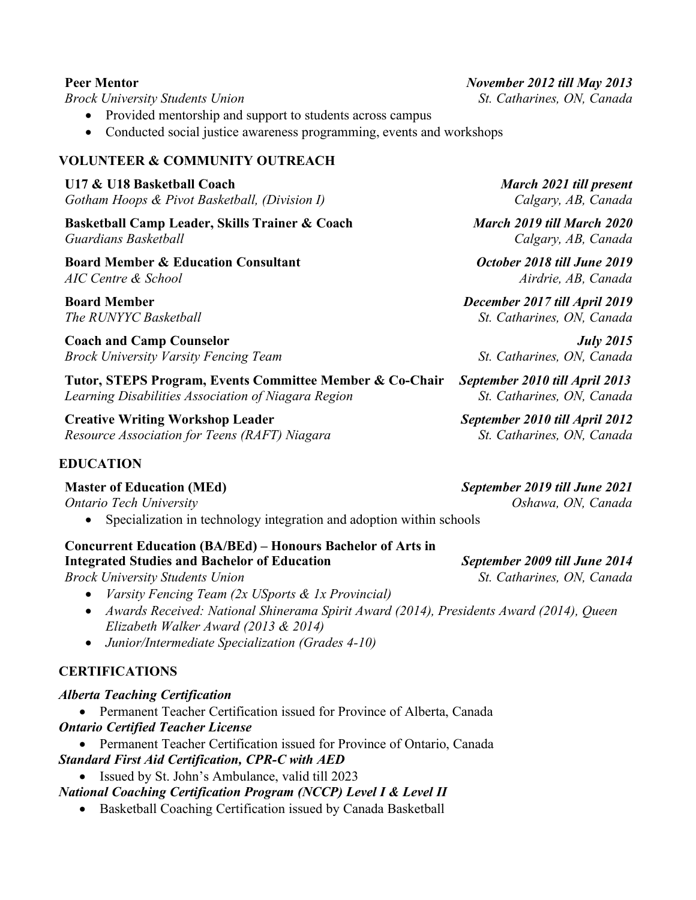**Peer Mentor** — ***November 2012 till May 2013***
*Brock University Students Union* — *St. Catharines, ON, Canada*

- Provided mentorship and support to students across campus
- Conducted social justice awareness programming, events and workshops

## VOLUNTEER & COMMUNITY OUTREACH

**U17 & U18 Basketball Coach** — ***March 2021 till present***
*Gotham Hoops & Pivot Basketball, (Division I)* — *Calgary, AB, Canada*

**Basketball Camp Leader, Skills Trainer & Coach** — ***March 2019 till March 2020***
*Guardians Basketball* — *Calgary, AB, Canada*

**Board Member & Education Consultant** — ***October 2018 till June 2019***
*AIC Centre & School* — *Airdrie, AB, Canada*

**Board Member** — ***December 2017 till April 2019***
*The RUNYYC Basketball* — *St. Catharines, ON, Canada*

**Coach and Camp Counselor** — ***July 2015***
*Brock University Varsity Fencing Team* — *St. Catharines, ON, Canada*

**Tutor, STEPS Program, Events Committee Member & Co-Chair** — ***September 2010 till April 2013***
*Learning Disabilities Association of Niagara Region* — *St. Catharines, ON, Canada*

**Creative Writing Workshop Leader** — ***September 2010 till April 2012***
*Resource Association for Teens (RAFT) Niagara* — *St. Catharines, ON, Canada*

## EDUCATION

**Master of Education (MEd)** — ***September 2019 till June 2021***
*Ontario Tech University* — *Oshawa, ON, Canada*

- Specialization in technology integration and adoption within schools

**Concurrent Education (BA/BEd) – Honours Bachelor of Arts in Integrated Studies and Bachelor of Education** — ***September 2009 till June 2014***
*Brock University Students Union* — *St. Catharines, ON, Canada*

- *Varsity Fencing Team (2x USports & 1x Provincial)*
- *Awards Received: National Shinerama Spirit Award (2014), Presidents Award (2014), Queen Elizabeth Walker Award (2013 & 2014)*
- *Junior/Intermediate Specialization (Grades 4-10)*

## CERTIFICATIONS

***Alberta Teaching Certification***

- Permanent Teacher Certification issued for Province of Alberta, Canada

***Ontario Certified Teacher License***

- Permanent Teacher Certification issued for Province of Ontario, Canada

***Standard First Aid Certification, CPR-C with AED***

- Issued by St. John's Ambulance, valid till 2023

***National Coaching Certification Program (NCCP) Level I & Level II***

- Basketball Coaching Certification issued by Canada Basketball